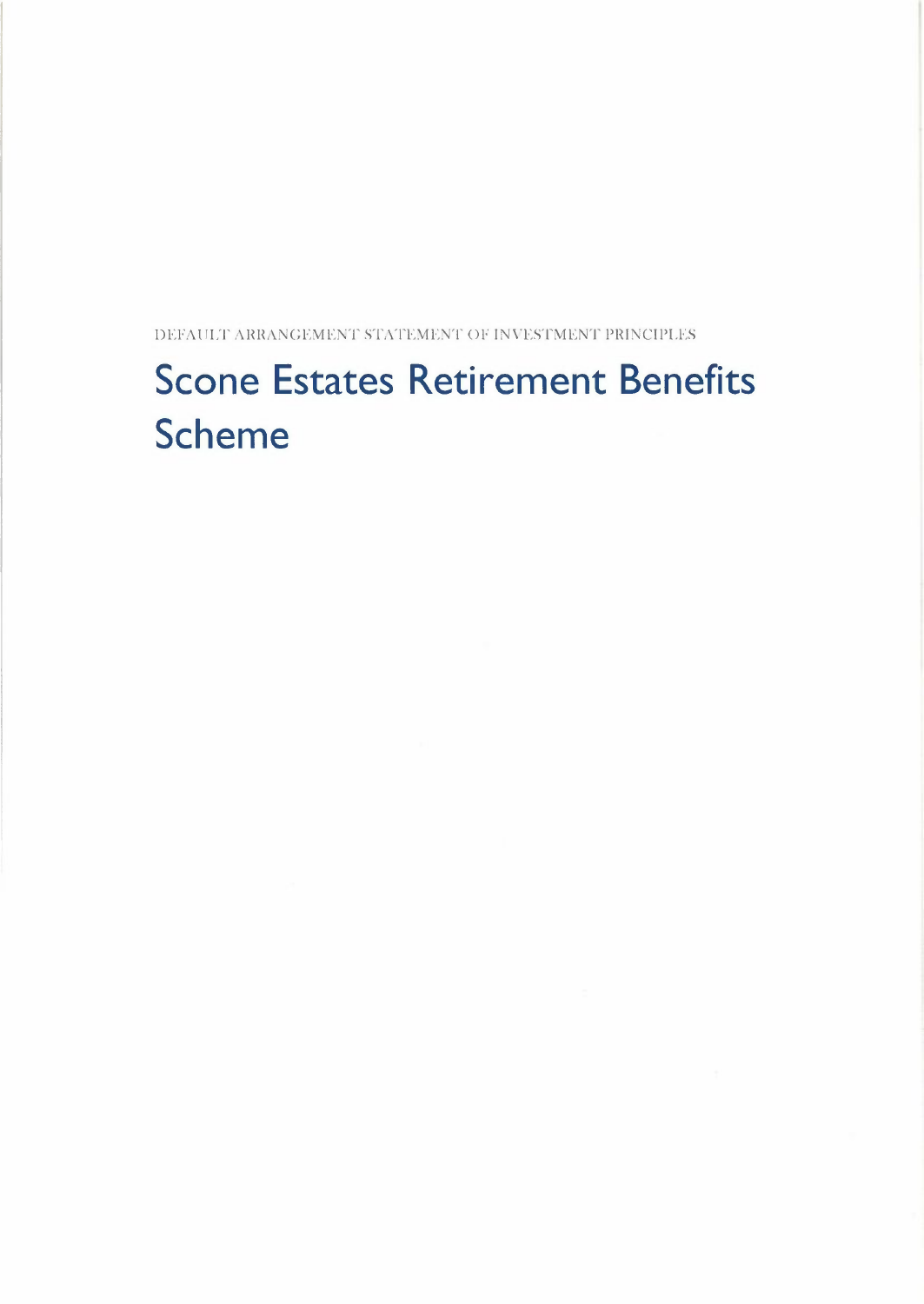DEFAULT ARRANGEMENT STATEMENT OF INVESTMENT PRINCIPLES

# Scone Estates Retirement Benefits Scheme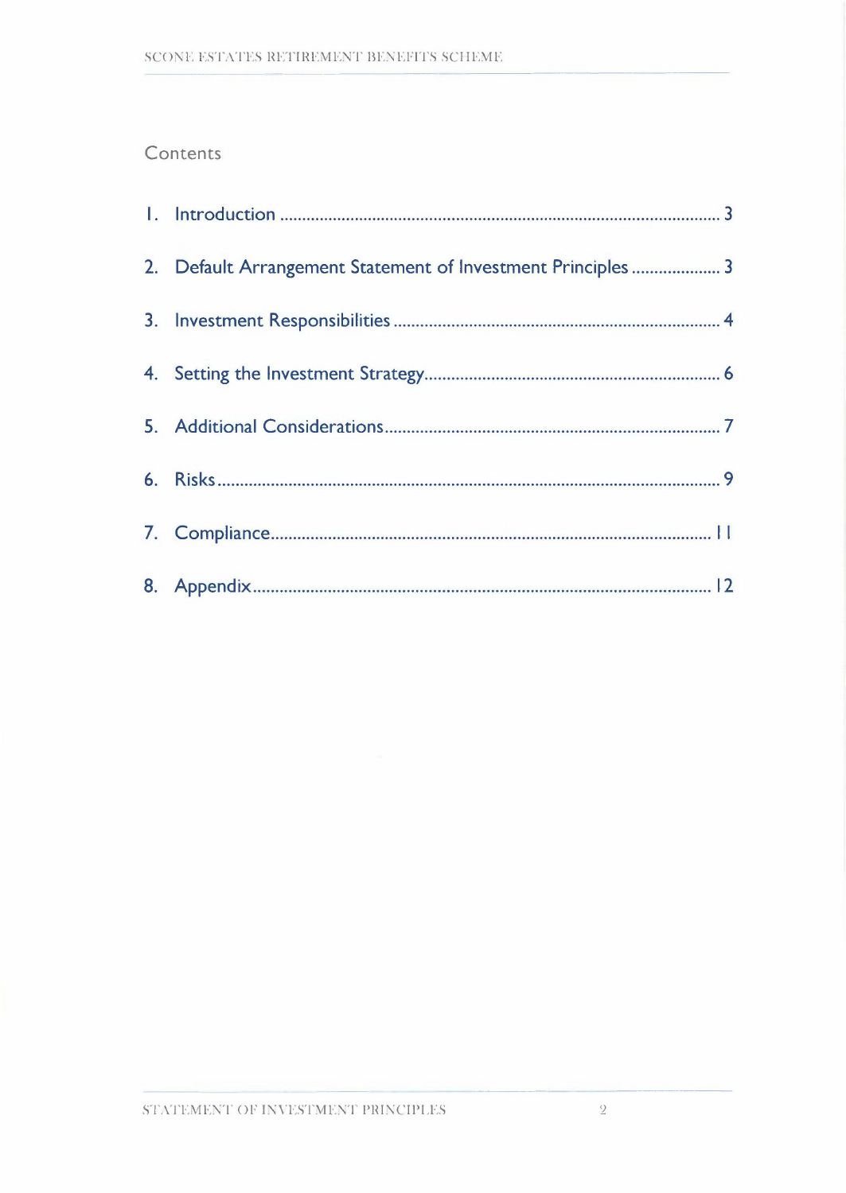## Contents

1. Introduction ........................................................................................ 3
2. Default Arrangement Statement of Investment Principles .................... 3
3. Investment Responsibilities ................................................................ 4
4. Setting the Investment Strategy .......................................................... 6
5. Additional Considerations .................................................................. 7
6. Risks .................................................................................................. 9
7. Compliance ....................................................................................... 11
8. Appendix .......................................................................................... 12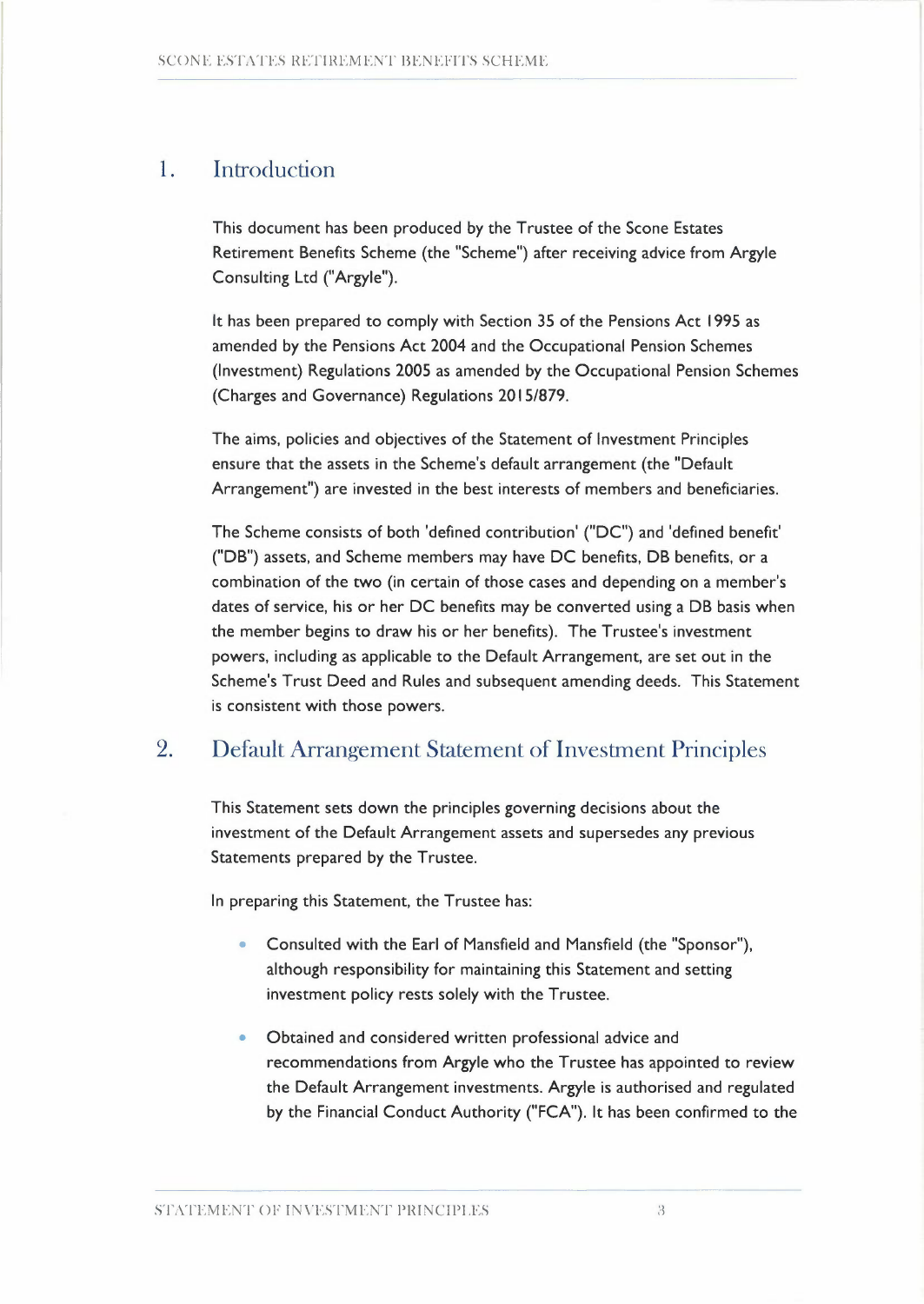## 1. Introduction

This document has been produced by the Trustee of the Scone Estates Retirement Benefits Scheme (the "Scheme") after receiving advice from Argyle Consulting Ltd ("Argyle").

It has been prepared to comply with Section 35 of the Pensions Act 1995 as amended by the Pensions Act 2004 and the Occupational Pension Schemes (Investment) Regulations 2005 as amended by the Occupational Pension Schemes (Charges and Governance) Regulations 2015/879.

The aims, policies and objectives of the Statement of Investment Principles ensure that the assets in the Scheme's default arrangement (the "Default Arrangement") are invested in the best interests of members and beneficiaries.

The Scheme consists of both 'defined contribution' ("DC") and 'defined benefit' ("DB") assets, and Scheme members may have DC benefits, DB benefits, or a combination of the two (in certain of those cases and depending on a member's dates of service, his or her DC benefits may be converted using a DB basis when the member begins to draw his or her benefits). The Trustee's investment powers, including as applicable to the Default Arrangement, are set out in the Scheme's Trust Deed and Rules and subsequent amending deeds. This Statement is consistent with those powers.

## 2. Default Arrangement Statement of Investment Principles

This Statement sets down the principles governing decisions about the investment of the Default Arrangement assets and supersedes any previous Statements prepared by the Trustee.

In preparing this Statement, the Trustee has:

- Consulted with the Earl of Mansfield and Mansfield (the "Sponsor"), although responsibility for maintaining this Statement and setting investment policy rests solely with the Trustee.

- Obtained and considered written professional advice and recommendations from Argyle who the Trustee has appointed to review the Default Arrangement investments. Argyle is authorised and regulated by the Financial Conduct Authority ("FCA"). It has been confirmed to the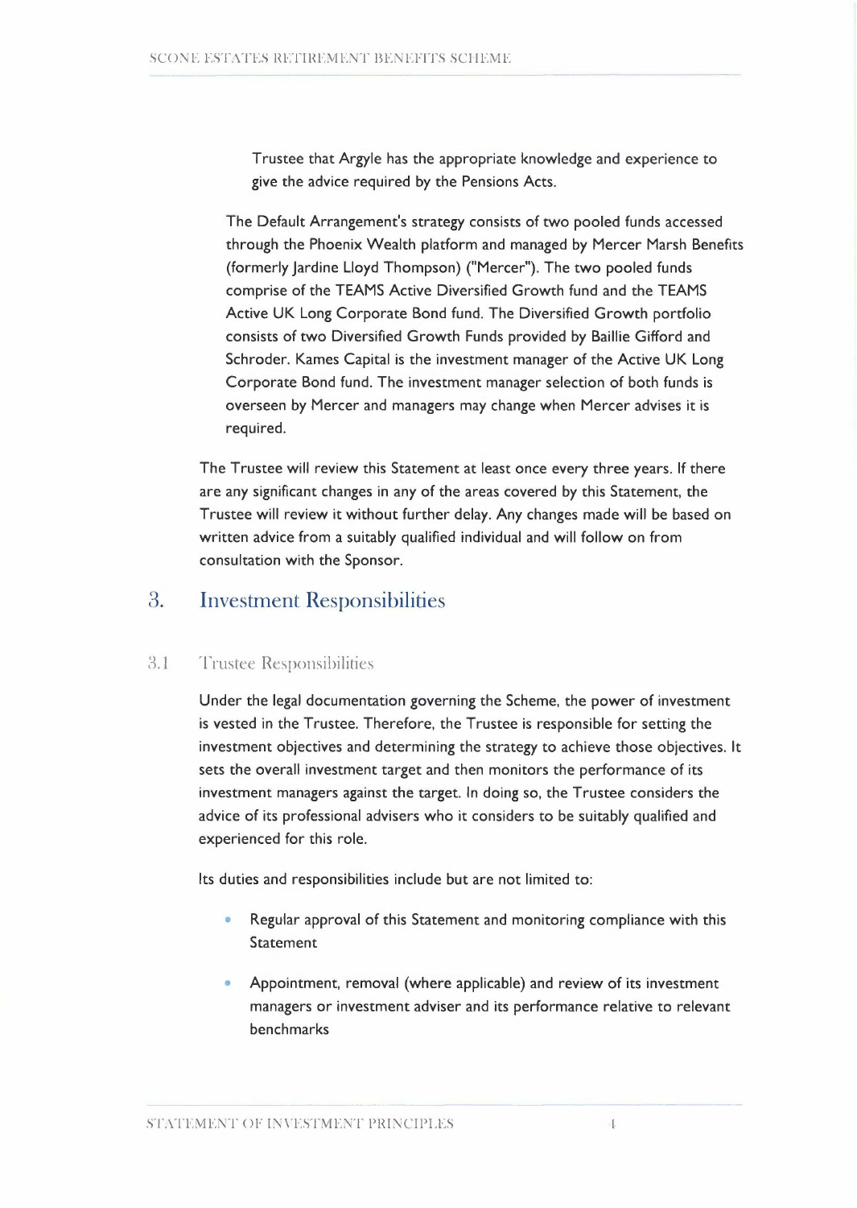Trustee that Argyle has the appropriate knowledge and experience to give the advice required by the Pensions Acts.

The Default Arrangement's strategy consists of two pooled funds accessed through the Phoenix Wealth platform and managed by Mercer Marsh Benefits (formerly Jardine Lloyd Thompson) ("Mercer"). The two pooled funds comprise of the TEAMS Active Diversified Growth fund and the TEAMS Active UK Long Corporate Bond fund. The Diversified Growth portfolio consists of two Diversified Growth Funds provided by Baillie Gifford and Schroder. Kames Capital is the investment manager of the Active UK Long Corporate Bond fund. The investment manager selection of both funds is overseen by Mercer and managers may change when Mercer advises it is required.

The Trustee will review this Statement at least once every three years. If there are any significant changes in any of the areas covered by this Statement, the Trustee will review it without further delay. Any changes made will be based on written advice from a suitably qualified individual and will follow on from consultation with the Sponsor.

# 3. Investment Responsibilities

## 3.1 Trustee Responsibilities

Under the legal documentation governing the Scheme, the power of investment is vested in the Trustee. Therefore, the Trustee is responsible for setting the investment objectives and determining the strategy to achieve those objectives. It sets the overall investment target and then monitors the performance of its investment managers against the target. In doing so, the Trustee considers the advice of its professional advisers who it considers to be suitably qualified and experienced for this role.

Its duties and responsibilities include but are not limited to:

- Regular approval of this Statement and monitoring compliance with this Statement
- Appointment, removal (where applicable) and review of its investment managers or investment adviser and its performance relative to relevant benchmarks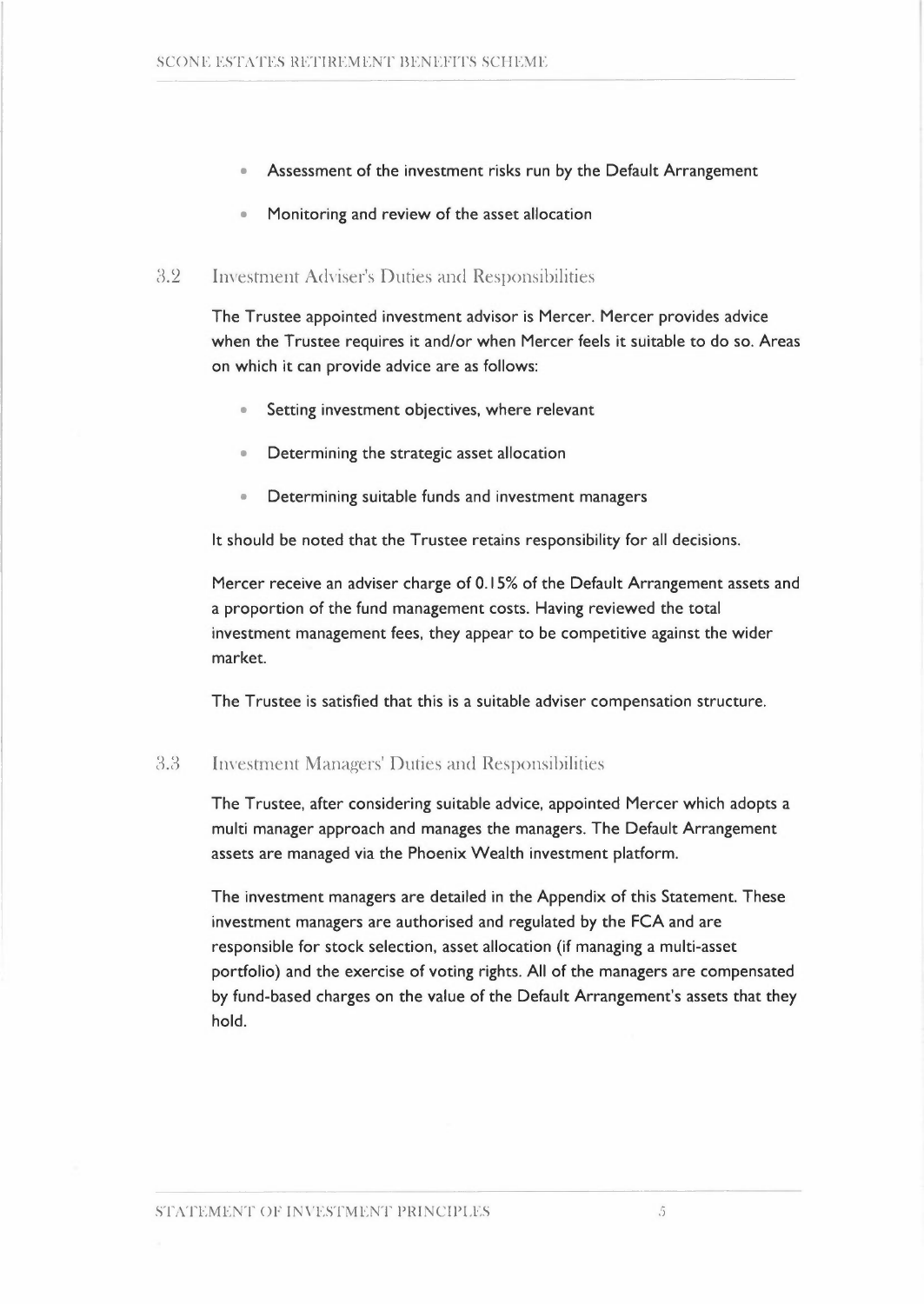- Assessment of the investment risks run by the Default Arrangement
- Monitoring and review of the asset allocation

## 3.2 Investment Adviser's Duties and Responsibilities

The Trustee appointed investment advisor is Mercer. Mercer provides advice when the Trustee requires it and/or when Mercer feels it suitable to do so. Areas on which it can provide advice are as follows:

- Setting investment objectives, where relevant
- Determining the strategic asset allocation
- Determining suitable funds and investment managers

It should be noted that the Trustee retains responsibility for all decisions.

Mercer receive an adviser charge of 0.15% of the Default Arrangement assets and a proportion of the fund management costs. Having reviewed the total investment management fees, they appear to be competitive against the wider market.

The Trustee is satisfied that this is a suitable adviser compensation structure.

## 3.3 Investment Managers' Duties and Responsibilities

The Trustee, after considering suitable advice, appointed Mercer which adopts a multi manager approach and manages the managers. The Default Arrangement assets are managed via the Phoenix Wealth investment platform.

The investment managers are detailed in the Appendix of this Statement. These investment managers are authorised and regulated by the FCA and are responsible for stock selection, asset allocation (if managing a multi-asset portfolio) and the exercise of voting rights. All of the managers are compensated by fund-based charges on the value of the Default Arrangement's assets that they hold.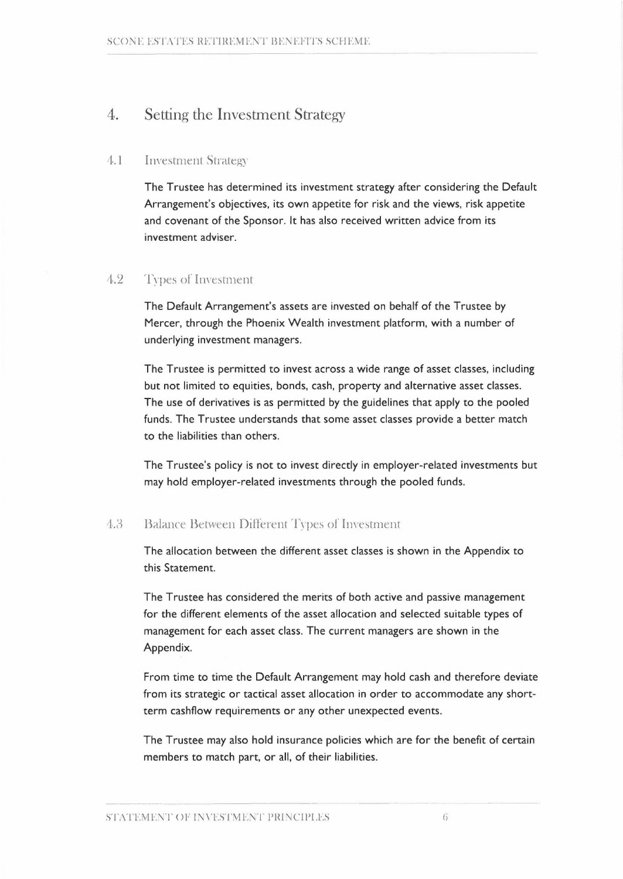# 4. Setting the Investment Strategy

## 4.1 Investment Strategy

The Trustee has determined its investment strategy after considering the Default Arrangement's objectives, its own appetite for risk and the views, risk appetite and covenant of the Sponsor. It has also received written advice from its investment adviser.

## 4.2 Types of Investment

The Default Arrangement's assets are invested on behalf of the Trustee by Mercer, through the Phoenix Wealth investment platform, with a number of underlying investment managers.

The Trustee is permitted to invest across a wide range of asset classes, including but not limited to equities, bonds, cash, property and alternative asset classes. The use of derivatives is as permitted by the guidelines that apply to the pooled funds. The Trustee understands that some asset classes provide a better match to the liabilities than others.

The Trustee's policy is not to invest directly in employer-related investments but may hold employer-related investments through the pooled funds.

## 4.3 Balance Between Different Types of Investment

The allocation between the different asset classes is shown in the Appendix to this Statement.

The Trustee has considered the merits of both active and passive management for the different elements of the asset allocation and selected suitable types of management for each asset class. The current managers are shown in the Appendix.

From time to time the Default Arrangement may hold cash and therefore deviate from its strategic or tactical asset allocation in order to accommodate any short-term cashflow requirements or any other unexpected events.

The Trustee may also hold insurance policies which are for the benefit of certain members to match part, or all, of their liabilities.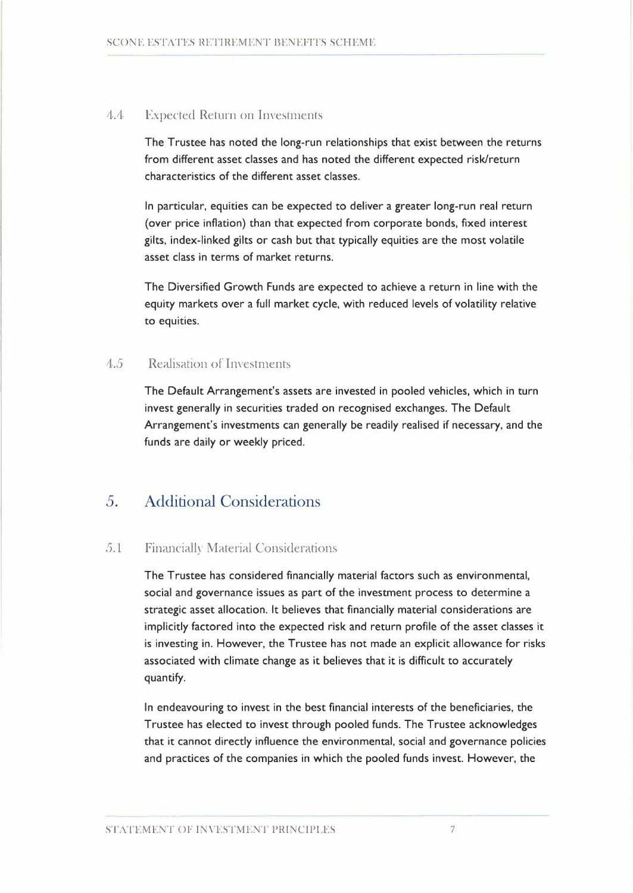### 4.4 Expected Return on Investments

The Trustee has noted the long-run relationships that exist between the returns from different asset classes and has noted the different expected risk/return characteristics of the different asset classes.

In particular, equities can be expected to deliver a greater long-run real return (over price inflation) than that expected from corporate bonds, fixed interest gilts, index-linked gilts or cash but that typically equities are the most volatile asset class in terms of market returns.

The Diversified Growth Funds are expected to achieve a return in line with the equity markets over a full market cycle, with reduced levels of volatility relative to equities.

### 4.5 Realisation of Investments

The Default Arrangement's assets are invested in pooled vehicles, which in turn invest generally in securities traded on recognised exchanges. The Default Arrangement's investments can generally be readily realised if necessary, and the funds are daily or weekly priced.

## 5. Additional Considerations

### 5.1 Financially Material Considerations

The Trustee has considered financially material factors such as environmental, social and governance issues as part of the investment process to determine a strategic asset allocation. It believes that financially material considerations are implicitly factored into the expected risk and return profile of the asset classes it is investing in. However, the Trustee has not made an explicit allowance for risks associated with climate change as it believes that it is difficult to accurately quantify.

In endeavouring to invest in the best financial interests of the beneficiaries, the Trustee has elected to invest through pooled funds. The Trustee acknowledges that it cannot directly influence the environmental, social and governance policies and practices of the companies in which the pooled funds invest. However, the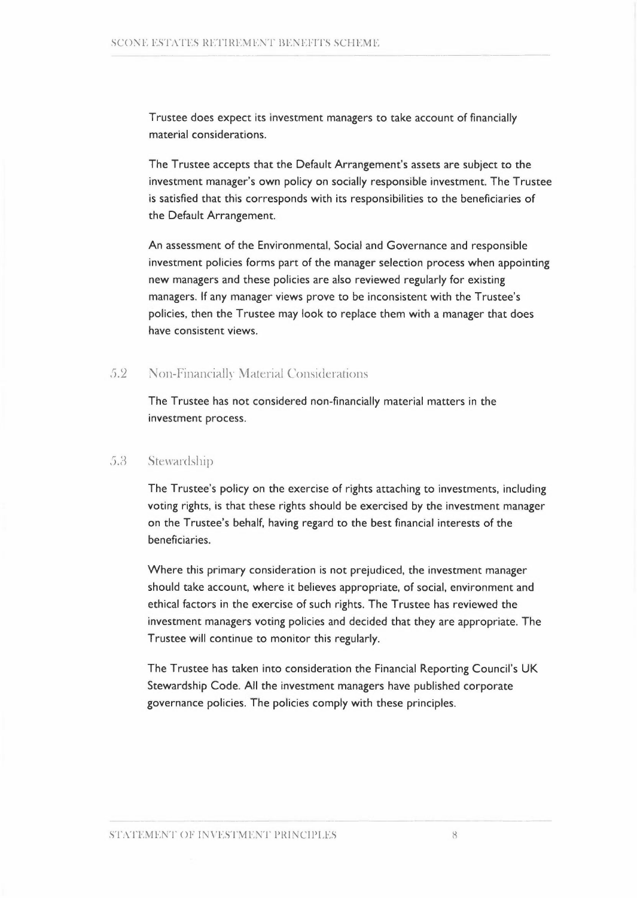Trustee does expect its investment managers to take account of financially material considerations.

The Trustee accepts that the Default Arrangement's assets are subject to the investment manager's own policy on socially responsible investment. The Trustee is satisfied that this corresponds with its responsibilities to the beneficiaries of the Default Arrangement.

An assessment of the Environmental, Social and Governance and responsible investment policies forms part of the manager selection process when appointing new managers and these policies are also reviewed regularly for existing managers. If any manager views prove to be inconsistent with the Trustee's policies, then the Trustee may look to replace them with a manager that does have consistent views.

### 5.2 Non-Financially Material Considerations

The Trustee has not considered non-financially material matters in the investment process.

### 5.3 Stewardship

The Trustee's policy on the exercise of rights attaching to investments, including voting rights, is that these rights should be exercised by the investment manager on the Trustee's behalf, having regard to the best financial interests of the beneficiaries.

Where this primary consideration is not prejudiced, the investment manager should take account, where it believes appropriate, of social, environment and ethical factors in the exercise of such rights. The Trustee has reviewed the investment managers voting policies and decided that they are appropriate. The Trustee will continue to monitor this regularly.

The Trustee has taken into consideration the Financial Reporting Council's UK Stewardship Code. All the investment managers have published corporate governance policies. The policies comply with these principles.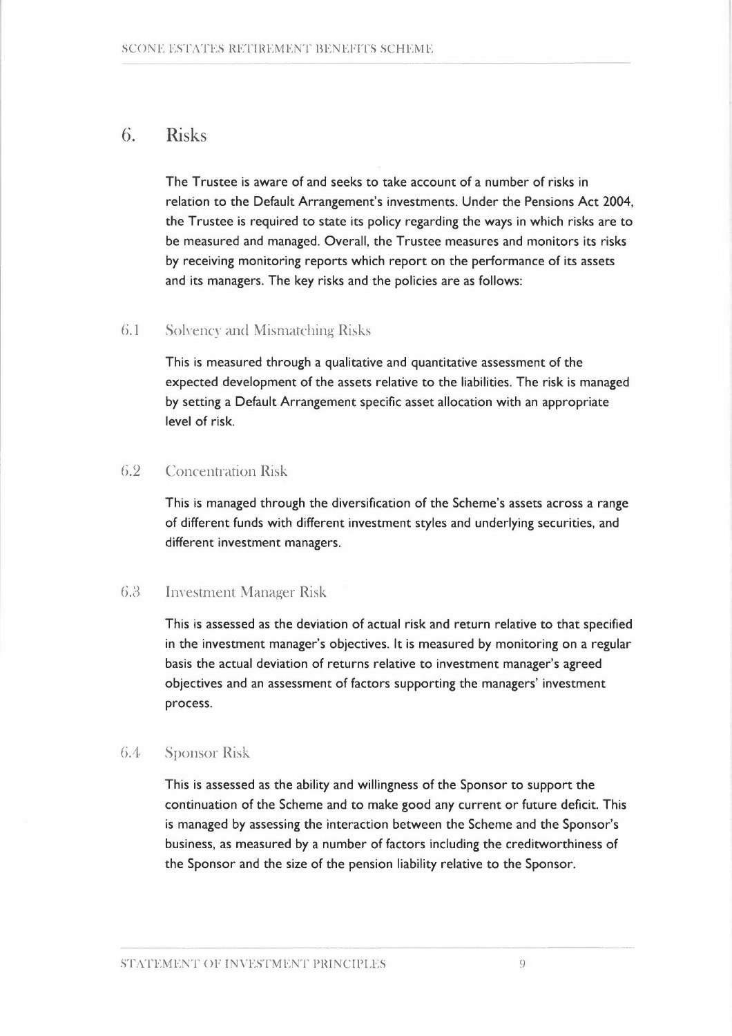# 6. Risks

The Trustee is aware of and seeks to take account of a number of risks in relation to the Default Arrangement's investments. Under the Pensions Act 2004, the Trustee is required to state its policy regarding the ways in which risks are to be measured and managed. Overall, the Trustee measures and monitors its risks by receiving monitoring reports which report on the performance of its assets and its managers. The key risks and the policies are as follows:

## 6.1 Solvency and Mismatching Risks

This is measured through a qualitative and quantitative assessment of the expected development of the assets relative to the liabilities. The risk is managed by setting a Default Arrangement specific asset allocation with an appropriate level of risk.

## 6.2 Concentration Risk

This is managed through the diversification of the Scheme's assets across a range of different funds with different investment styles and underlying securities, and different investment managers.

## 6.3 Investment Manager Risk

This is assessed as the deviation of actual risk and return relative to that specified in the investment manager's objectives. It is measured by monitoring on a regular basis the actual deviation of returns relative to investment manager's agreed objectives and an assessment of factors supporting the managers' investment process.

## 6.4 Sponsor Risk

This is assessed as the ability and willingness of the Sponsor to support the continuation of the Scheme and to make good any current or future deficit. This is managed by assessing the interaction between the Scheme and the Sponsor's business, as measured by a number of factors including the creditworthiness of the Sponsor and the size of the pension liability relative to the Sponsor.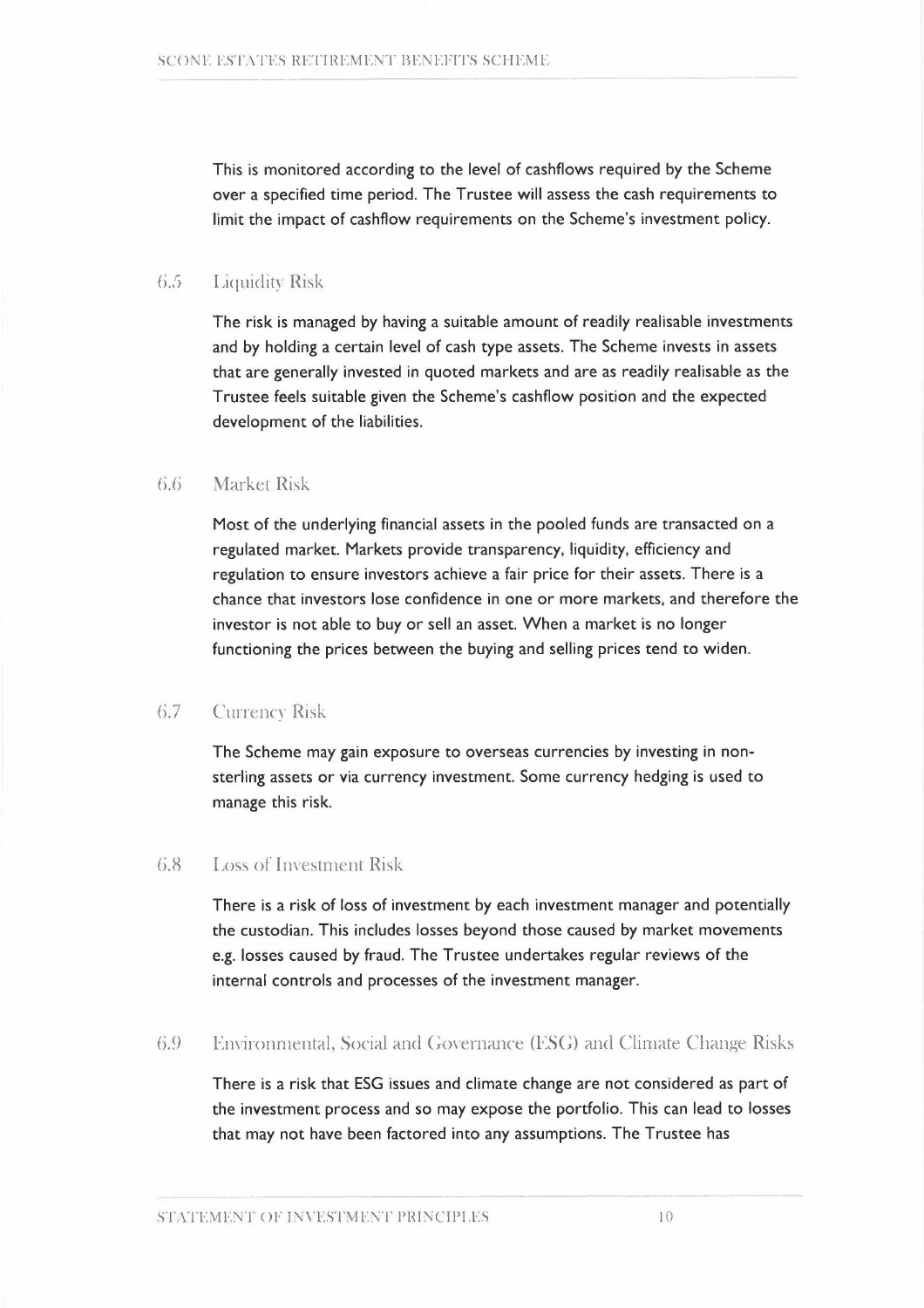This is monitored according to the level of cashflows required by the Scheme over a specified time period. The Trustee will assess the cash requirements to limit the impact of cashflow requirements on the Scheme's investment policy.

### 6.5 Liquidity Risk

The risk is managed by having a suitable amount of readily realisable investments and by holding a certain level of cash type assets. The Scheme invests in assets that are generally invested in quoted markets and are as readily realisable as the Trustee feels suitable given the Scheme's cashflow position and the expected development of the liabilities.

### 6.6 Market Risk

Most of the underlying financial assets in the pooled funds are transacted on a regulated market. Markets provide transparency, liquidity, efficiency and regulation to ensure investors achieve a fair price for their assets. There is a chance that investors lose confidence in one or more markets, and therefore the investor is not able to buy or sell an asset. When a market is no longer functioning the prices between the buying and selling prices tend to widen.

### 6.7 Currency Risk

The Scheme may gain exposure to overseas currencies by investing in non-sterling assets or via currency investment. Some currency hedging is used to manage this risk.

### 6.8 Loss of Investment Risk

There is a risk of loss of investment by each investment manager and potentially the custodian. This includes losses beyond those caused by market movements e.g. losses caused by fraud. The Trustee undertakes regular reviews of the internal controls and processes of the investment manager.

### 6.9 Environmental, Social and Governance (ESG) and Climate Change Risks

There is a risk that ESG issues and climate change are not considered as part of the investment process and so may expose the portfolio. This can lead to losses that may not have been factored into any assumptions. The Trustee has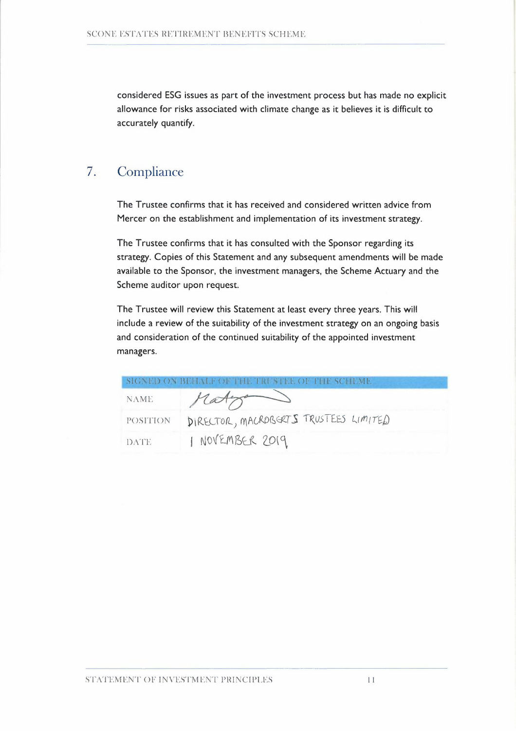considered ESG issues as part of the investment process but has made no explicit allowance for risks associated with climate change as it believes it is difficult to accurately quantify.

## 7. Compliance

The Trustee confirms that it has received and considered written advice from Mercer on the establishment and implementation of its investment strategy.

The Trustee confirms that it has consulted with the Sponsor regarding its strategy. Copies of this Statement and any subsequent amendments will be made available to the Sponsor, the investment managers, the Scheme Actuary and the Scheme auditor upon request.

The Trustee will review this Statement at least every three years. This will include a review of the suitability of the investment strategy on an ongoing basis and consideration of the continued suitability of the appointed investment managers.

| SIGNED ON BEHALF OF THE TRUSTEE OF THE SCHEME | |
|---|---|
| NAME | [signature] |
| POSITION | DIRECTOR, MACROBERTS TRUSTEES LIMITED |
| DATE | 1 NOVEMBER 2019 |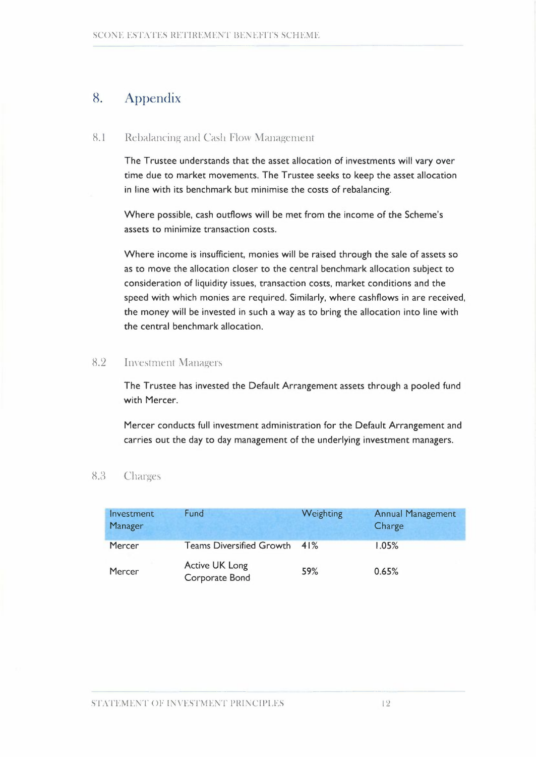# 8. Appendix

## 8.1 Rebalancing and Cash Flow Management

The Trustee understands that the asset allocation of investments will vary over time due to market movements. The Trustee seeks to keep the asset allocation in line with its benchmark but minimise the costs of rebalancing.

Where possible, cash outflows will be met from the income of the Scheme's assets to minimize transaction costs.

Where income is insufficient, monies will be raised through the sale of assets so as to move the allocation closer to the central benchmark allocation subject to consideration of liquidity issues, transaction costs, market conditions and the speed with which monies are required. Similarly, where cashflows in are received, the money will be invested in such a way as to bring the allocation into line with the central benchmark allocation.

## 8.2 Investment Managers

The Trustee has invested the Default Arrangement assets through a pooled fund with Mercer.

Mercer conducts full investment administration for the Default Arrangement and carries out the day to day management of the underlying investment managers.

## 8.3 Charges

| Investment Manager | Fund | Weighting | Annual Management Charge |
|---|---|---|---|
| Mercer | Teams Diversified Growth | 41% | 1.05% |
| Mercer | Active UK Long Corporate Bond | 59% | 0.65% |